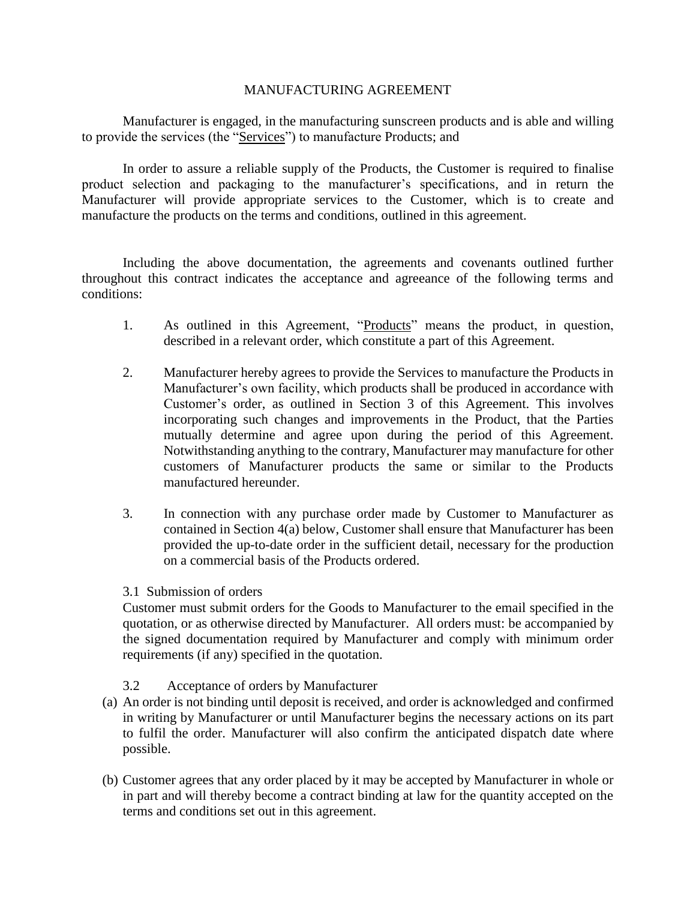# MANUFACTURING AGREEMENT

Manufacturer is engaged, in the manufacturing sunscreen products and is able and willing to provide the services (the "Services") to manufacture Products; and

In order to assure a reliable supply of the Products, the Customer is required to finalise product selection and packaging to the manufacturer's specifications, and in return the Manufacturer will provide appropriate services to the Customer, which is to create and manufacture the products on the terms and conditions, outlined in this agreement.

Including the above documentation, the agreements and covenants outlined further throughout this contract indicates the acceptance and agreeance of the following terms and conditions:

1. As outlined in this Agreement, "Products" means the product, in question, described in a relevant order, which constitute a part of this Agreement.

2. Manufacturer hereby agrees to provide the Services to manufacture the Products in Manufacturer's own facility, which products shall be produced in accordance with Customer's order, as outlined in Section 3 of this Agreement. This involves incorporating such changes and improvements in the Product, that the Parties mutually determine and agree upon during the period of this Agreement. Notwithstanding anything to the contrary, Manufacturer may manufacture for other customers of Manufacturer products the same or similar to the Products manufactured hereunder.

3. In connection with any purchase order made by Customer to Manufacturer as contained in Section 4(a) below, Customer shall ensure that Manufacturer has been provided the up-to-date order in the sufficient detail, necessary for the production on a commercial basis of the Products ordered.

3.1 Submission of orders

Customer must submit orders for the Goods to Manufacturer to the email specified in the quotation, or as otherwise directed by Manufacturer. All orders must: be accompanied by the signed documentation required by Manufacturer and comply with minimum order requirements (if any) specified in the quotation.

3.2 Acceptance of orders by Manufacturer

(a) An order is not binding until deposit is received, and order is acknowledged and confirmed in writing by Manufacturer or until Manufacturer begins the necessary actions on its part to fulfil the order. Manufacturer will also confirm the anticipated dispatch date where possible.

(b) Customer agrees that any order placed by it may be accepted by Manufacturer in whole or in part and will thereby become a contract binding at law for the quantity accepted on the terms and conditions set out in this agreement.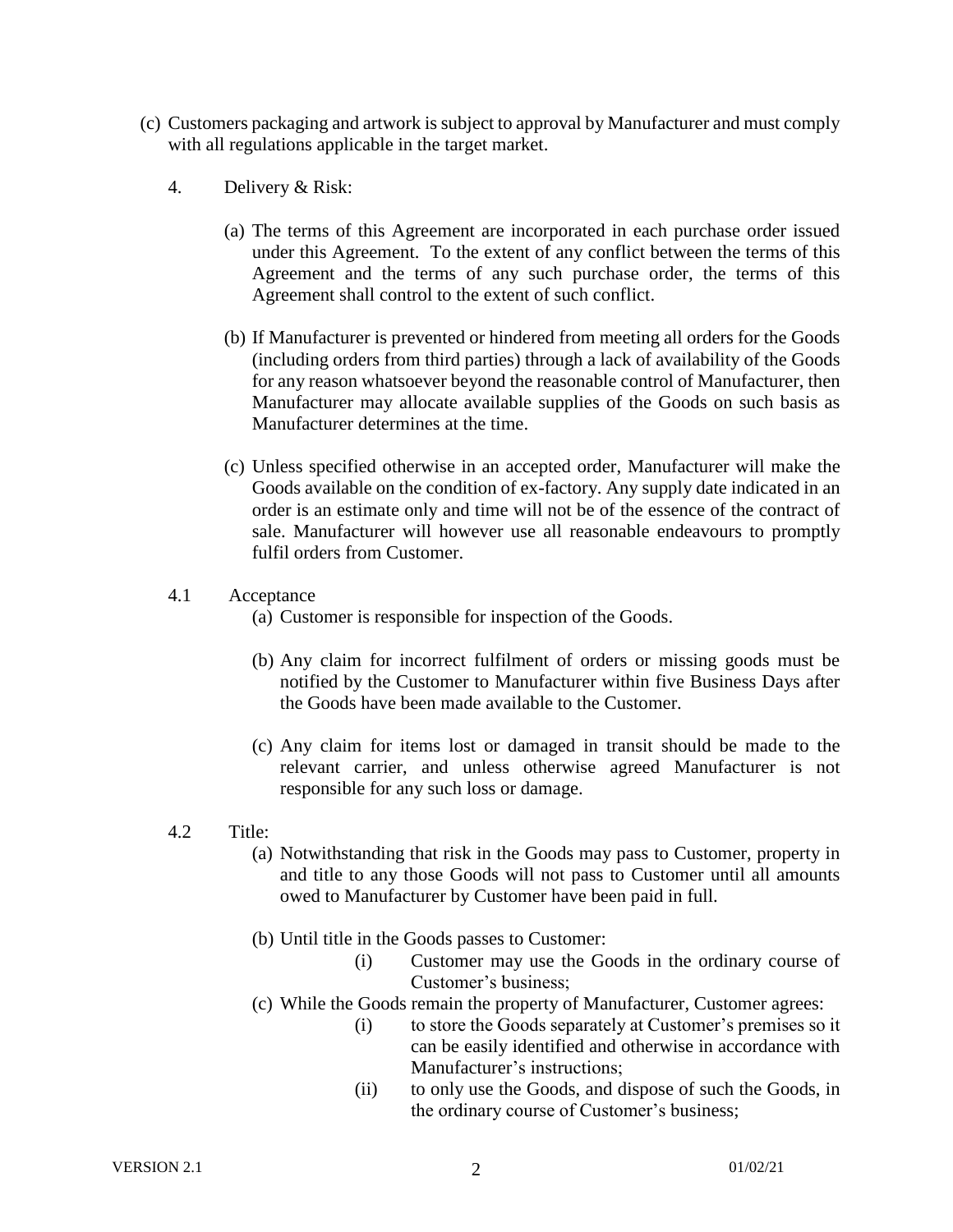(c) Customers packaging and artwork is subject to approval by Manufacturer and must comply with all regulations applicable in the target market.

4. Delivery & Risk:

(a) The terms of this Agreement are incorporated in each purchase order issued under this Agreement. To the extent of any conflict between the terms of this Agreement and the terms of any such purchase order, the terms of this Agreement shall control to the extent of such conflict.

(b) If Manufacturer is prevented or hindered from meeting all orders for the Goods (including orders from third parties) through a lack of availability of the Goods for any reason whatsoever beyond the reasonable control of Manufacturer, then Manufacturer may allocate available supplies of the Goods on such basis as Manufacturer determines at the time.

(c) Unless specified otherwise in an accepted order, Manufacturer will make the Goods available on the condition of ex-factory. Any supply date indicated in an order is an estimate only and time will not be of the essence of the contract of sale. Manufacturer will however use all reasonable endeavours to promptly fulfil orders from Customer.

4.1 Acceptance

(a) Customer is responsible for inspection of the Goods.

(b) Any claim for incorrect fulfilment of orders or missing goods must be notified by the Customer to Manufacturer within five Business Days after the Goods have been made available to the Customer.

(c) Any claim for items lost or damaged in transit should be made to the relevant carrier, and unless otherwise agreed Manufacturer is not responsible for any such loss or damage.

4.2 Title:

(a) Notwithstanding that risk in the Goods may pass to Customer, property in and title to any those Goods will not pass to Customer until all amounts owed to Manufacturer by Customer have been paid in full.

(b) Until title in the Goods passes to Customer:

(i) Customer may use the Goods in the ordinary course of Customer's business;

(c) While the Goods remain the property of Manufacturer, Customer agrees:

(i) to store the Goods separately at Customer's premises so it can be easily identified and otherwise in accordance with Manufacturer's instructions;

(ii) to only use the Goods, and dispose of such the Goods, in the ordinary course of Customer's business;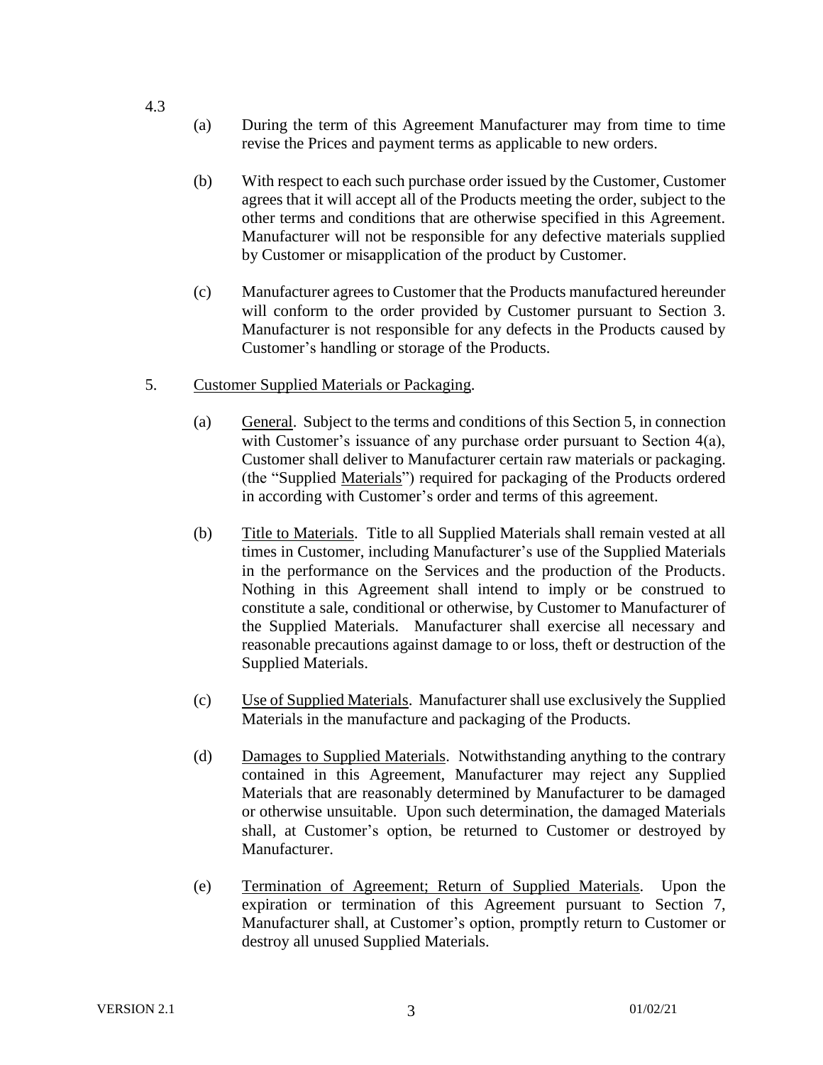4.3

(a) During the term of this Agreement Manufacturer may from time to time revise the Prices and payment terms as applicable to new orders.

(b) With respect to each such purchase order issued by the Customer, Customer agrees that it will accept all of the Products meeting the order, subject to the other terms and conditions that are otherwise specified in this Agreement. Manufacturer will not be responsible for any defective materials supplied by Customer or misapplication of the product by Customer.

(c) Manufacturer agrees to Customer that the Products manufactured hereunder will conform to the order provided by Customer pursuant to Section 3. Manufacturer is not responsible for any defects in the Products caused by Customer's handling or storage of the Products.

5. <u>Customer Supplied Materials or Packaging</u>.

(a) <u>General</u>. Subject to the terms and conditions of this Section 5, in connection with Customer's issuance of any purchase order pursuant to Section 4(a), Customer shall deliver to Manufacturer certain raw materials or packaging. (the "Supplied <u>Materials</u>") required for packaging of the Products ordered in according with Customer's order and terms of this agreement.

(b) <u>Title to Materials</u>. Title to all Supplied Materials shall remain vested at all times in Customer, including Manufacturer's use of the Supplied Materials in the performance on the Services and the production of the Products. Nothing in this Agreement shall intend to imply or be construed to constitute a sale, conditional or otherwise, by Customer to Manufacturer of the Supplied Materials. Manufacturer shall exercise all necessary and reasonable precautions against damage to or loss, theft or destruction of the Supplied Materials.

(c) <u>Use of Supplied Materials</u>. Manufacturer shall use exclusively the Supplied Materials in the manufacture and packaging of the Products.

(d) <u>Damages to Supplied Materials</u>. Notwithstanding anything to the contrary contained in this Agreement, Manufacturer may reject any Supplied Materials that are reasonably determined by Manufacturer to be damaged or otherwise unsuitable. Upon such determination, the damaged Materials shall, at Customer's option, be returned to Customer or destroyed by Manufacturer.

(e) <u>Termination of Agreement; Return of Supplied Materials</u>. Upon the expiration or termination of this Agreement pursuant to Section 7, Manufacturer shall, at Customer's option, promptly return to Customer or destroy all unused Supplied Materials.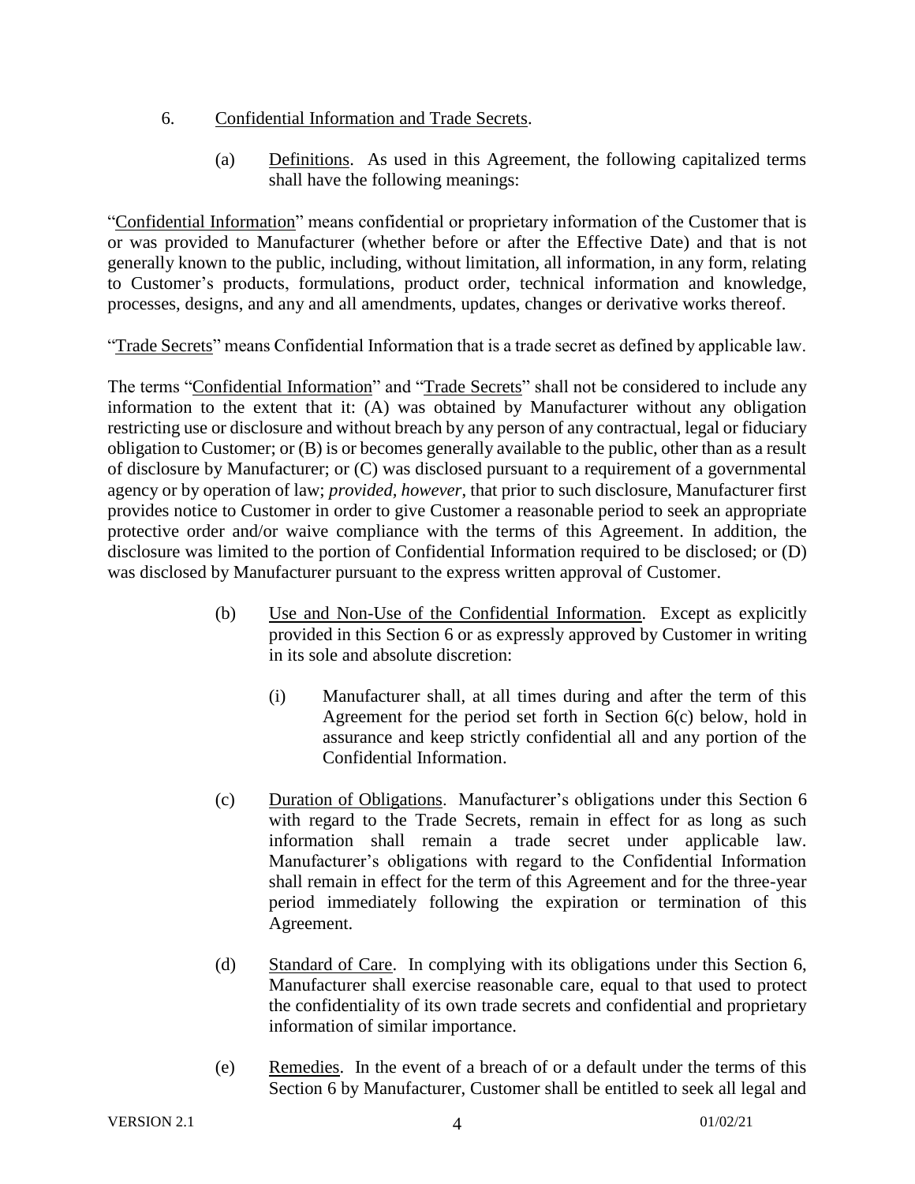6. Confidential Information and Trade Secrets.

(a) Definitions. As used in this Agreement, the following capitalized terms shall have the following meanings:

"Confidential Information" means confidential or proprietary information of the Customer that is or was provided to Manufacturer (whether before or after the Effective Date) and that is not generally known to the public, including, without limitation, all information, in any form, relating to Customer's products, formulations, product order, technical information and knowledge, processes, designs, and any and all amendments, updates, changes or derivative works thereof.

"Trade Secrets" means Confidential Information that is a trade secret as defined by applicable law.

The terms "Confidential Information" and "Trade Secrets" shall not be considered to include any information to the extent that it: (A) was obtained by Manufacturer without any obligation restricting use or disclosure and without breach by any person of any contractual, legal or fiduciary obligation to Customer; or (B) is or becomes generally available to the public, other than as a result of disclosure by Manufacturer; or (C) was disclosed pursuant to a requirement of a governmental agency or by operation of law; *provided, however*, that prior to such disclosure, Manufacturer first provides notice to Customer in order to give Customer a reasonable period to seek an appropriate protective order and/or waive compliance with the terms of this Agreement. In addition, the disclosure was limited to the portion of Confidential Information required to be disclosed; or (D) was disclosed by Manufacturer pursuant to the express written approval of Customer.

(b) Use and Non-Use of the Confidential Information. Except as explicitly provided in this Section 6 or as expressly approved by Customer in writing in its sole and absolute discretion:

(i) Manufacturer shall, at all times during and after the term of this Agreement for the period set forth in Section 6(c) below, hold in assurance and keep strictly confidential all and any portion of the Confidential Information.

(c) Duration of Obligations. Manufacturer's obligations under this Section 6 with regard to the Trade Secrets, remain in effect for as long as such information shall remain a trade secret under applicable law. Manufacturer's obligations with regard to the Confidential Information shall remain in effect for the term of this Agreement and for the three-year period immediately following the expiration or termination of this Agreement.

(d) Standard of Care. In complying with its obligations under this Section 6, Manufacturer shall exercise reasonable care, equal to that used to protect the confidentiality of its own trade secrets and confidential and proprietary information of similar importance.

(e) Remedies. In the event of a breach of or a default under the terms of this Section 6 by Manufacturer, Customer shall be entitled to seek all legal and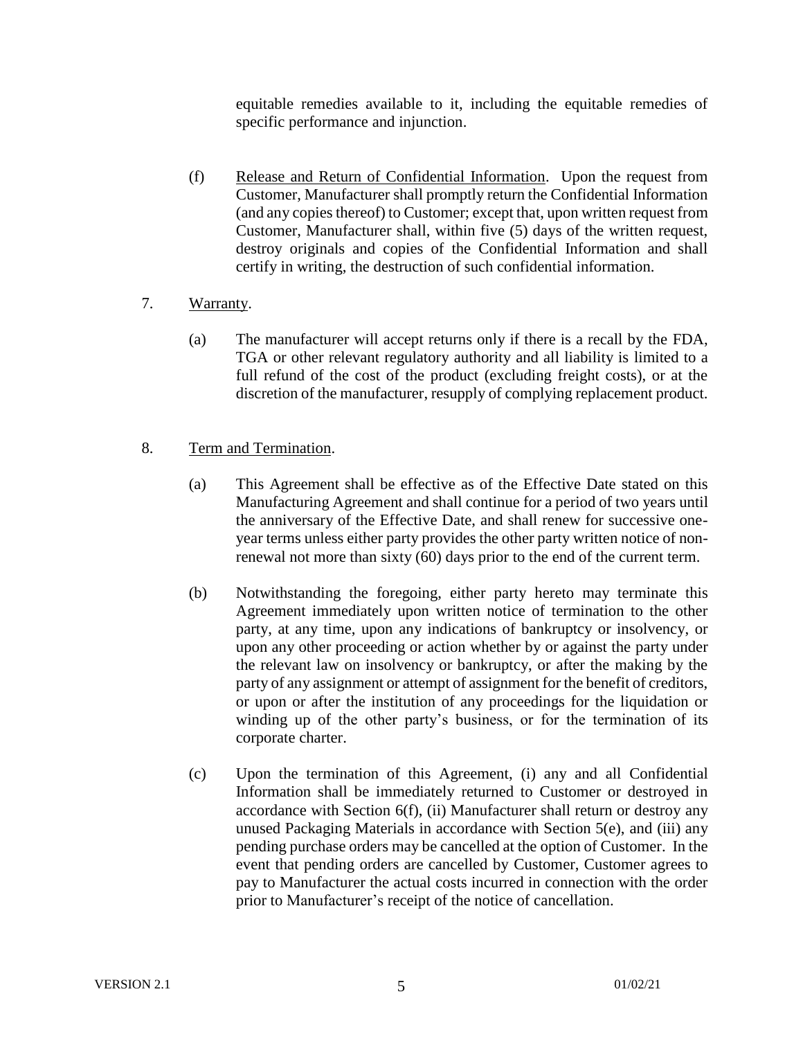equitable remedies available to it, including the equitable remedies of specific performance and injunction.

(f) Release and Return of Confidential Information. Upon the request from Customer, Manufacturer shall promptly return the Confidential Information (and any copies thereof) to Customer; except that, upon written request from Customer, Manufacturer shall, within five (5) days of the written request, destroy originals and copies of the Confidential Information and shall certify in writing, the destruction of such confidential information.

7. Warranty.

(a) The manufacturer will accept returns only if there is a recall by the FDA, TGA or other relevant regulatory authority and all liability is limited to a full refund of the cost of the product (excluding freight costs), or at the discretion of the manufacturer, resupply of complying replacement product.

8. Term and Termination.

(a) This Agreement shall be effective as of the Effective Date stated on this Manufacturing Agreement and shall continue for a period of two years until the anniversary of the Effective Date, and shall renew for successive one-year terms unless either party provides the other party written notice of non-renewal not more than sixty (60) days prior to the end of the current term.

(b) Notwithstanding the foregoing, either party hereto may terminate this Agreement immediately upon written notice of termination to the other party, at any time, upon any indications of bankruptcy or insolvency, or upon any other proceeding or action whether by or against the party under the relevant law on insolvency or bankruptcy, or after the making by the party of any assignment or attempt of assignment for the benefit of creditors, or upon or after the institution of any proceedings for the liquidation or winding up of the other party's business, or for the termination of its corporate charter.

(c) Upon the termination of this Agreement, (i) any and all Confidential Information shall be immediately returned to Customer or destroyed in accordance with Section 6(f), (ii) Manufacturer shall return or destroy any unused Packaging Materials in accordance with Section 5(e), and (iii) any pending purchase orders may be cancelled at the option of Customer. In the event that pending orders are cancelled by Customer, Customer agrees to pay to Manufacturer the actual costs incurred in connection with the order prior to Manufacturer's receipt of the notice of cancellation.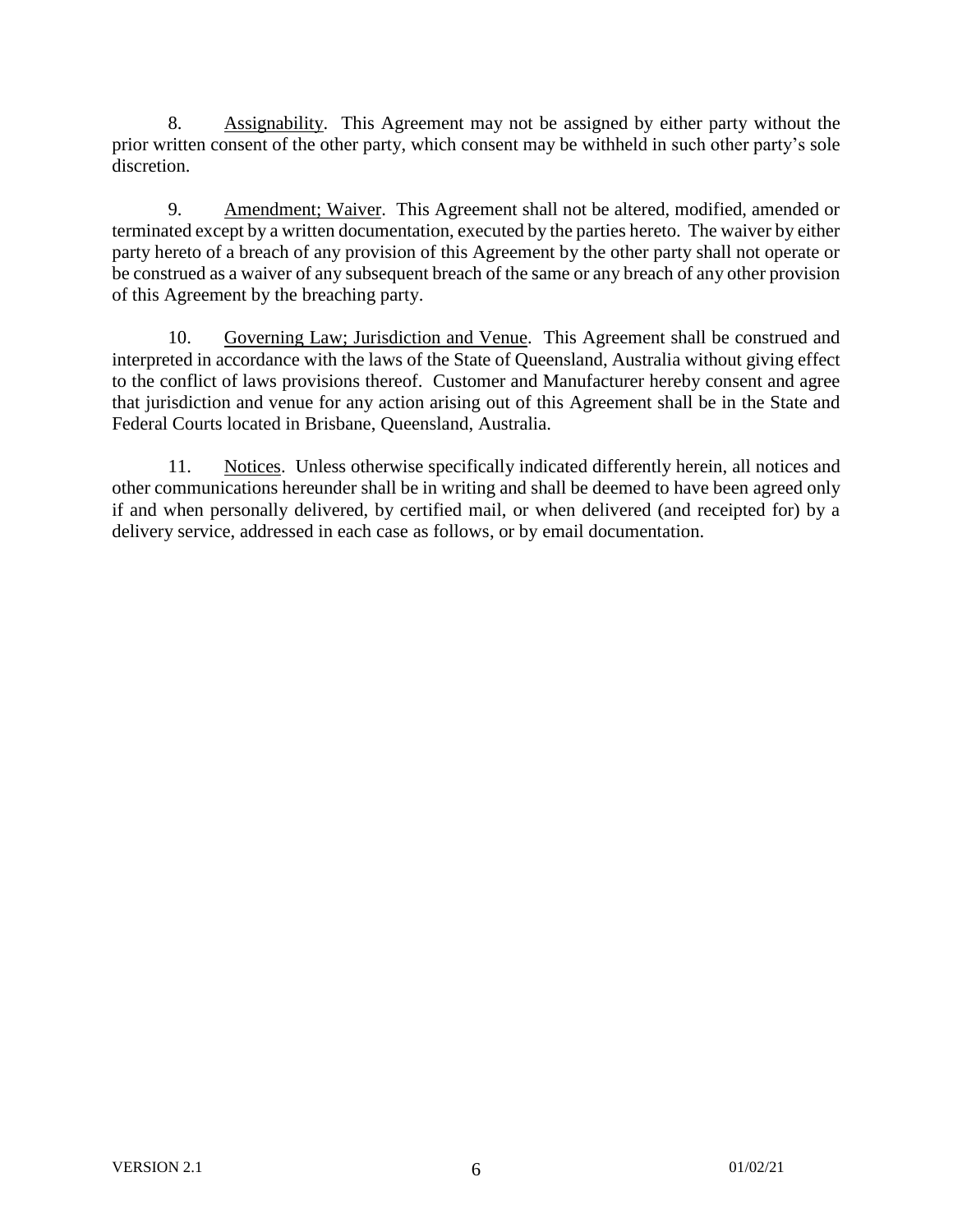8. Assignability. This Agreement may not be assigned by either party without the prior written consent of the other party, which consent may be withheld in such other party's sole discretion.

9. Amendment; Waiver. This Agreement shall not be altered, modified, amended or terminated except by a written documentation, executed by the parties hereto. The waiver by either party hereto of a breach of any provision of this Agreement by the other party shall not operate or be construed as a waiver of any subsequent breach of the same or any breach of any other provision of this Agreement by the breaching party.

10. Governing Law; Jurisdiction and Venue. This Agreement shall be construed and interpreted in accordance with the laws of the State of Queensland, Australia without giving effect to the conflict of laws provisions thereof. Customer and Manufacturer hereby consent and agree that jurisdiction and venue for any action arising out of this Agreement shall be in the State and Federal Courts located in Brisbane, Queensland, Australia.

11. Notices. Unless otherwise specifically indicated differently herein, all notices and other communications hereunder shall be in writing and shall be deemed to have been agreed only if and when personally delivered, by certified mail, or when delivered (and receipted for) by a delivery service, addressed in each case as follows, or by email documentation.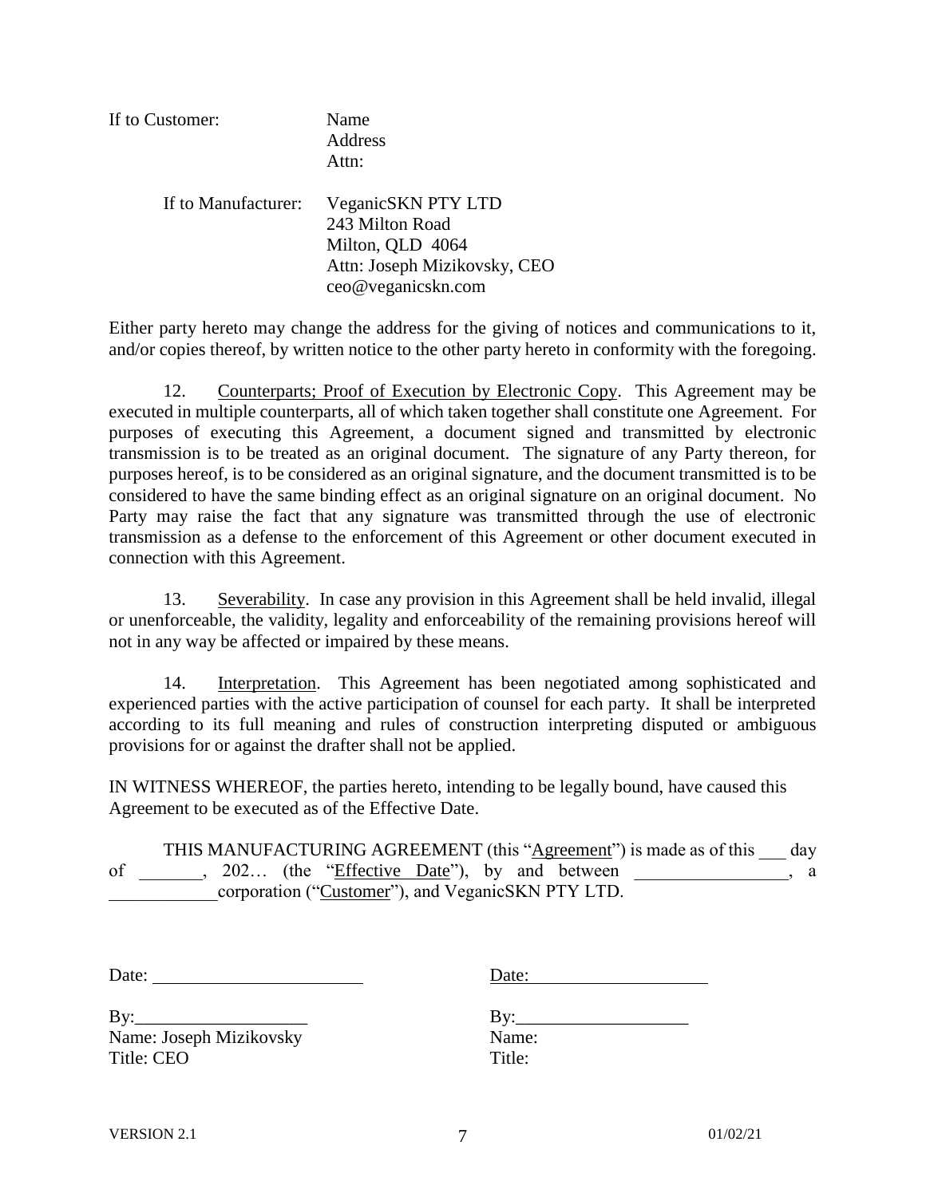If to Customer: Name
Address
Attn:

If to Manufacturer: VeganicSKN PTY LTD
243 Milton Road
Milton, QLD 4064
Attn: Joseph Mizikovsky, CEO
ceo@veganicskn.com

Either party hereto may change the address for the giving of notices and communications to it, and/or copies thereof, by written notice to the other party hereto in conformity with the foregoing.

12. Counterparts; Proof of Execution by Electronic Copy. This Agreement may be executed in multiple counterparts, all of which taken together shall constitute one Agreement. For purposes of executing this Agreement, a document signed and transmitted by electronic transmission is to be treated as an original document. The signature of any Party thereon, for purposes hereof, is to be considered as an original signature, and the document transmitted is to be considered to have the same binding effect as an original signature on an original document. No Party may raise the fact that any signature was transmitted through the use of electronic transmission as a defense to the enforcement of this Agreement or other document executed in connection with this Agreement.

13. Severability. In case any provision in this Agreement shall be held invalid, illegal or unenforceable, the validity, legality and enforceability of the remaining provisions hereof will not in any way be affected or impaired by these means.

14. Interpretation. This Agreement has been negotiated among sophisticated and experienced parties with the active participation of counsel for each party. It shall be interpreted according to its full meaning and rules of construction interpreting disputed or ambiguous provisions for or against the drafter shall not be applied.

IN WITNESS WHEREOF, the parties hereto, intending to be legally bound, have caused this Agreement to be executed as of the Effective Date.

THIS MANUFACTURING AGREEMENT (this "Agreement") is made as of this ___ day of _______, 202… (the "Effective Date"), by and between ________________, a ____________corporation ("Customer"), and VeganicSKN PTY LTD.

| | |
|---|---|
| Date: ______________________ | Date: ____________________ |
| By:___________________ | By:___________________ |
| Name: Joseph Mizikovsky | Name: |
| Title: CEO | Title: |

VERSION 2.1 01/02/21